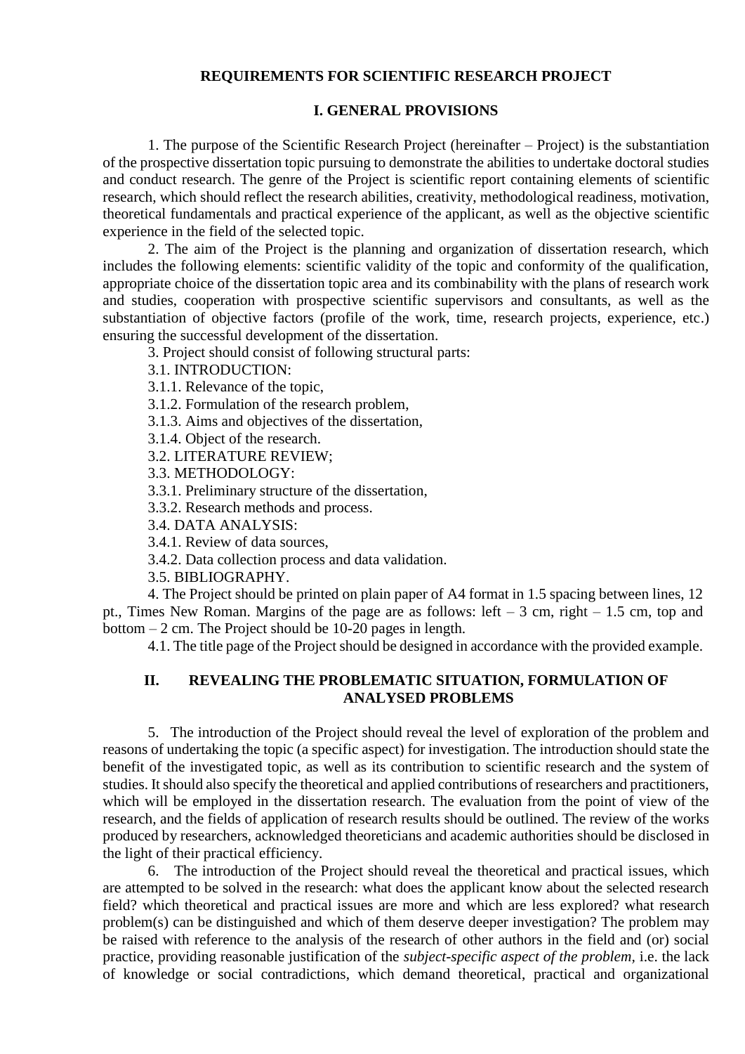# REQUIREMENTS FOR SCIENTIFIC RESEARCH PROJECT

## I. GENERAL PROVISIONS

1. The purpose of the Scientific Research Project (hereinafter – Project) is the substantiation of the prospective dissertation topic pursuing to demonstrate the abilities to undertake doctoral studies and conduct research. The genre of the Project is scientific report containing elements of scientific research, which should reflect the research abilities, creativity, methodological readiness, motivation, theoretical fundamentals and practical experience of the applicant, as well as the objective scientific experience in the field of the selected topic.

2. The aim of the Project is the planning and organization of dissertation research, which includes the following elements: scientific validity of the topic and conformity of the qualification, appropriate choice of the dissertation topic area and its combinability with the plans of research work and studies, cooperation with prospective scientific supervisors and consultants, as well as the substantiation of objective factors (profile of the work, time, research projects, experience, etc.) ensuring the successful development of the dissertation.

3. Project should consist of following structural parts:

3.1. INTRODUCTION:

3.1.1. Relevance of the topic,

3.1.2. Formulation of the research problem,

3.1.3. Aims and objectives of the dissertation,

3.1.4. Object of the research.

3.2. LITERATURE REVIEW;

3.3. METHODOLOGY:

3.3.1. Preliminary structure of the dissertation,

3.3.2. Research methods and process.

3.4. DATA ANALYSIS:

3.4.1. Review of data sources,

3.4.2. Data collection process and data validation.

3.5. BIBLIOGRAPHY.

4. The Project should be printed on plain paper of A4 format in 1.5 spacing between lines, 12 pt., Times New Roman. Margins of the page are as follows: left – 3 cm, right – 1.5 cm, top and bottom – 2 cm. The Project should be 10-20 pages in length.

4.1. The title page of the Project should be designed in accordance with the provided example.

## II. REVEALING THE PROBLEMATIC SITUATION, FORMULATION OF ANALYSED PROBLEMS

5. The introduction of the Project should reveal the level of exploration of the problem and reasons of undertaking the topic (a specific aspect) for investigation. The introduction should state the benefit of the investigated topic, as well as its contribution to scientific research and the system of studies. It should also specify the theoretical and applied contributions of researchers and practitioners, which will be employed in the dissertation research. The evaluation from the point of view of the research, and the fields of application of research results should be outlined. The review of the works produced by researchers, acknowledged theoreticians and academic authorities should be disclosed in the light of their practical efficiency.

6. The introduction of the Project should reveal the theoretical and practical issues, which are attempted to be solved in the research: what does the applicant know about the selected research field? which theoretical and practical issues are more and which are less explored? what research problem(s) can be distinguished and which of them deserve deeper investigation? The problem may be raised with reference to the analysis of the research of other authors in the field and (or) social practice, providing reasonable justification of the *subject-specific aspect of the problem*, i.e. the lack of knowledge or social contradictions, which demand theoretical, practical and organizational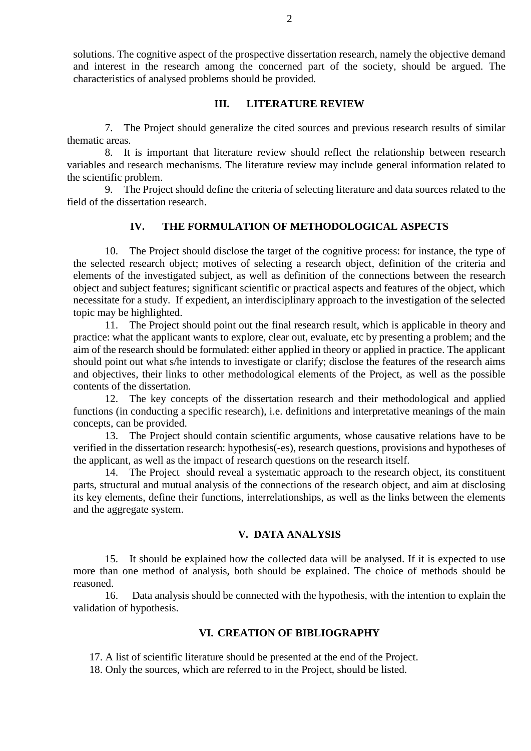solutions. The cognitive aspect of the prospective dissertation research, namely the objective demand and interest in the research among the concerned part of the society, should be argued. The characteristics of analysed problems should be provided.

## III. LITERATURE REVIEW

7. The Project should generalize the cited sources and previous research results of similar thematic areas.

8. It is important that literature review should reflect the relationship between research variables and research mechanisms. The literature review may include general information related to the scientific problem.

9. The Project should define the criteria of selecting literature and data sources related to the field of the dissertation research.

## IV. THE FORMULATION OF METHODOLOGICAL ASPECTS

10. The Project should disclose the target of the cognitive process: for instance, the type of the selected research object; motives of selecting a research object, definition of the criteria and elements of the investigated subject, as well as definition of the connections between the research object and subject features; significant scientific or practical aspects and features of the object, which necessitate for a study. If expedient, an interdisciplinary approach to the investigation of the selected topic may be highlighted.

11. The Project should point out the final research result, which is applicable in theory and practice: what the applicant wants to explore, clear out, evaluate, etc by presenting a problem; and the aim of the research should be formulated: either applied in theory or applied in practice. The applicant should point out what s/he intends to investigate or clarify; disclose the features of the research aims and objectives, their links to other methodological elements of the Project, as well as the possible contents of the dissertation.

12. The key concepts of the dissertation research and their methodological and applied functions (in conducting a specific research), i.e. definitions and interpretative meanings of the main concepts, can be provided.

13. The Project should contain scientific arguments, whose causative relations have to be verified in the dissertation research: hypothesis(-es), research questions, provisions and hypotheses of the applicant, as well as the impact of research questions on the research itself.

14. The Project should reveal a systematic approach to the research object, its constituent parts, structural and mutual analysis of the connections of the research object, and aim at disclosing its key elements, define their functions, interrelationships, as well as the links between the elements and the aggregate system.

## V. DATA ANALYSIS

15. It should be explained how the collected data will be analysed. If it is expected to use more than one method of analysis, both should be explained. The choice of methods should be reasoned.

16. Data analysis should be connected with the hypothesis, with the intention to explain the validation of hypothesis.

## VI. CREATION OF BIBLIOGRAPHY

17. A list of scientific literature should be presented at the end of the Project.

18. Only the sources, which are referred to in the Project, should be listed.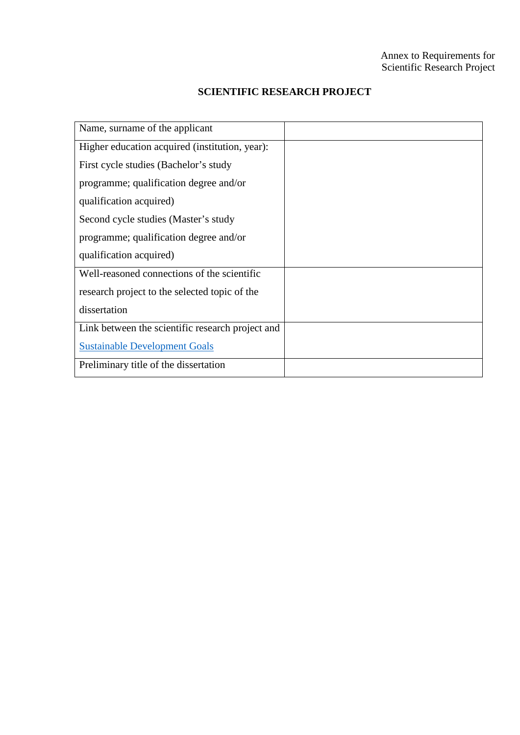Annex to Requirements for
Scientific Research Project

# SCIENTIFIC RESEARCH PROJECT

| | |
|---|---|
| Name, surname of the applicant | |
| Higher education acquired (institution, year):<br>First cycle studies (Bachelor's study programme; qualification degree and/or qualification acquired)<br>Second cycle studies (Master's study programme; qualification degree and/or qualification acquired) | |
| Well-reasoned connections of the scientific research project to the selected topic of the dissertation | |
| Link between the scientific research project and Sustainable Development Goals | |
| Preliminary title of the dissertation | |